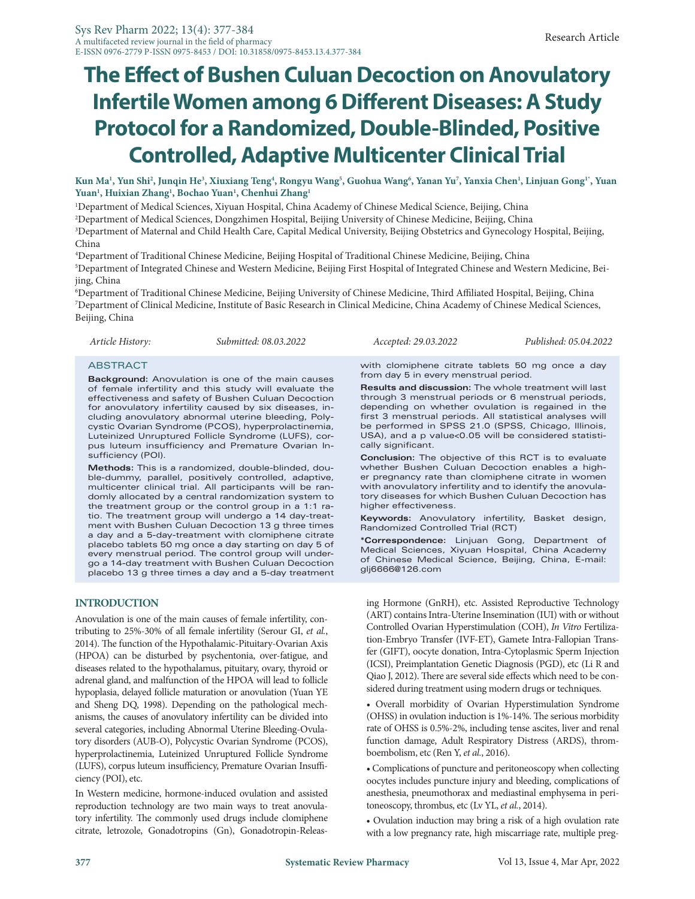Research Article

# The Effect of Bushen Culuan Decoction on Anovulatory Infertile Women among 6 Different Diseases: A Study Protocol for a Randomized, Double-Blinded, Positive Controlled, Adaptive Multicenter Clinical Trial

**Kun Ma[1], Yun Shi[2], Junqin He[3], Xiuxiang Teng[4], Rongyu Wang[5], Guohua Wang[6], Yanan Yu[7], Yanxia Chen[1], Linjuan Gong[1*], Yuan Yuan[1], Huixian Zhang[1], Bochao Yuan[1], Chenhui Zhang[1]**

[1]Department of Medical Sciences, Xiyuan Hospital, China Academy of Chinese Medical Science, Beijing, China

[2]Department of Medical Sciences, Dongzhimen Hospital, Beijing University of Chinese Medicine, Beijing, China

[3]Department of Maternal and Child Health Care, Capital Medical University, Beijing Obstetrics and Gynecology Hospital, Beijing, China

[4]Department of Traditional Chinese Medicine, Beijing Hospital of Traditional Chinese Medicine, Beijing, China

[5]Department of Integrated Chinese and Western Medicine, Beijing First Hospital of Integrated Chinese and Western Medicine, Beijing, China

[6]Department of Traditional Chinese Medicine, Beijing University of Chinese Medicine, Third Affiliated Hospital, Beijing, China

[7]Department of Clinical Medicine, Institute of Basic Research in Clinical Medicine, China Academy of Chinese Medical Sciences, Beijing, China

*Article History:* *Submitted: 08.03.2022* *Accepted: 29.03.2022* *Published: 05.04.2022*

## ABSTRACT

**Background:** Anovulation is one of the main causes of female infertility and this study will evaluate the effectiveness and safety of Bushen Culuan Decoction for anovulatory infertility caused by six diseases, including anovulatory abnormal uterine bleeding, Polycystic Ovarian Syndrome (PCOS), hyperprolactinemia, Luteinized Unruptured Follicle Syndrome (LUFS), corpus luteum insufficiency and Premature Ovarian Insufficiency (POI).

**Methods:** This is a randomized, double-blinded, double-dummy, parallel, positively controlled, adaptive, multicenter clinical trial. All participants will be randomly allocated by a central randomization system to the treatment group or the control group in a 1:1 ratio. The treatment group will undergo a 14 day-treatment with Bushen Culuan Decoction 13 g three times a day and a 5-day-treatment with clomiphene citrate placebo tablets 50 mg once a day starting on day 5 of every menstrual period. The control group will undergo a 14-day treatment with Bushen Culuan Decoction placebo 13 g three times a day and a 5-day treatment with clomiphene citrate tablets 50 mg once a day from day 5 in every menstrual period.

**Results and discussion:** The whole treatment will last through 3 menstrual periods or 6 menstrual periods, depending on whether ovulation is regained in the first 3 menstrual periods. All statistical analyses will be performed in SPSS 21.0 (SPSS, Chicago, Illinois, USA), and a p value<0.05 will be considered statistically significant.

**Conclusion:** The objective of this RCT is to evaluate whether Bushen Culuan Decoction enables a higher pregnancy rate than clomiphene citrate in women with anovulatory infertility and to identify the anovulatory diseases for which Bushen Culuan Decoction has higher effectiveness.

**Keywords:** Anovulatory infertility, Basket design, Randomized Controlled Trial (RCT)

***Correspondence:** Linjuan Gong, Department of Medical Sciences, Xiyuan Hospital, China Academy of Chinese Medical Science, Beijing, China, E-mail: glj6666@126.com

## INTRODUCTION

Anovulation is one of the main causes of female infertility, contributing to 25%-30% of all female infertility (Serour GI, *et al.*, 2014). The function of the Hypothalamic-Pituitary-Ovarian Axis (HPOA) can be disturbed by psychentonia, over-fatigue, and diseases related to the hypothalamus, pituitary, ovary, thyroid or adrenal gland, and malfunction of the HPOA will lead to follicle hypoplasia, delayed follicle maturation or anovulation (Yuan YE and Sheng DQ, 1998). Depending on the pathological mechanisms, the causes of anovulatory infertility can be divided into several categories, including Abnormal Uterine Bleeding-Ovulatory disorders (AUB-O), Polycystic Ovarian Syndrome (PCOS), hyperprolactinemia, Luteinized Unruptured Follicle Syndrome (LUFS), corpus luteum insufficiency, Premature Ovarian Insufficiency (POI), etc.

In Western medicine, hormone-induced ovulation and assisted reproduction technology are two main ways to treat anovulatory infertility. The commonly used drugs include clomiphene citrate, letrozole, Gonadotropins (Gn), Gonadotropin-Releasing Hormone (GnRH), etc. Assisted Reproductive Technology (ART) contains Intra-Uterine Insemination (IUI) with or without Controlled Ovarian Hyperstimulation (COH), *In Vitro* Fertilization-Embryo Transfer (IVF-ET), Gamete Intra-Fallopian Transfer (GIFT), oocyte donation, Intra-Cytoplasmic Sperm Injection (ICSI), Preimplantation Genetic Diagnosis (PGD), etc (Li R and Qiao J, 2012). There are several side effects which need to be considered during treatment using modern drugs or techniques.

- Overall morbidity of Ovarian Hyperstimulation Syndrome (OHSS) in ovulation induction is 1%-14%. The serious morbidity rate of OHSS is 0.5%-2%, including tense ascites, liver and renal function damage, Adult Respiratory Distress (ARDS), thromboembolism, etc (Ren Y, *et al.*, 2016).

- Complications of puncture and peritoneoscopy when collecting oocytes includes puncture injury and bleeding, complications of anesthesia, pneumothorax and mediastinal emphysema in peritoneoscopy, thrombus, etc (Lv YL, *et al.*, 2014).

- Ovulation induction may bring a risk of a high ovulation rate with a low pregnancy rate, high miscarriage rate, multiple preg-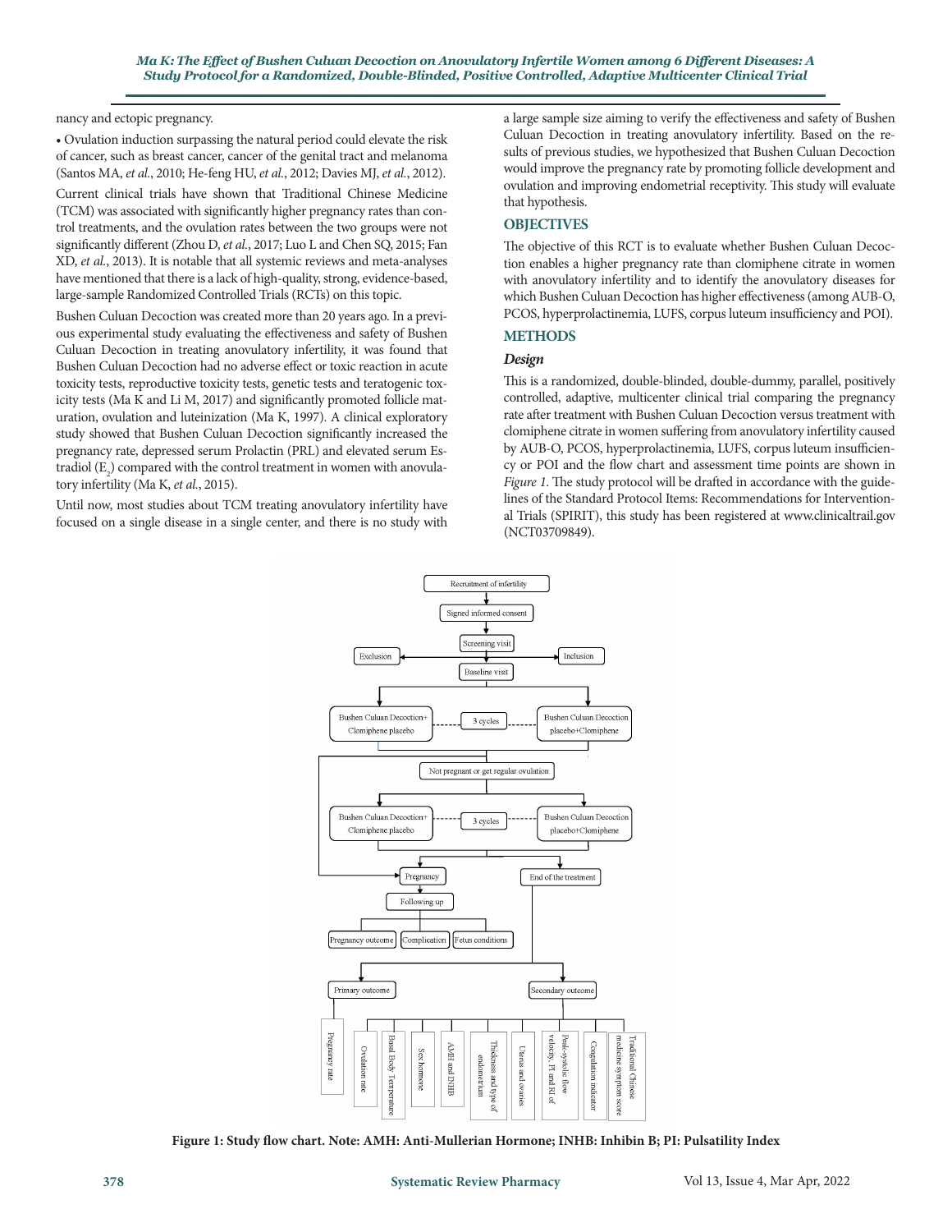nancy and ectopic pregnancy.

- Ovulation induction surpassing the natural period could elevate the risk of cancer, such as breast cancer, cancer of the genital tract and melanoma (Santos MA, *et al.*, 2010; He-feng HU, *et al.*, 2012; Davies MJ, *et al.*, 2012).

Current clinical trials have shown that Traditional Chinese Medicine (TCM) was associated with significantly higher pregnancy rates than control treatments, and the ovulation rates between the two groups were not significantly different (Zhou D, *et al.*, 2017; Luo L and Chen SQ, 2015; Fan XD, *et al.*, 2013). It is notable that all systemic reviews and meta-analyses have mentioned that there is a lack of high-quality, strong, evidence-based, large-sample Randomized Controlled Trials (RCTs) on this topic.

Bushen Culuan Decoction was created more than 20 years ago. In a previous experimental study evaluating the effectiveness and safety of Bushen Culuan Decoction in treating anovulatory infertility, it was found that Bushen Culuan Decoction had no adverse effect or toxic reaction in acute toxicity tests, reproductive toxicity tests, genetic tests and teratogenic toxicity tests (Ma K and Li M, 2017) and significantly promoted follicle maturation, ovulation and luteinization (Ma K, 1997). A clinical exploratory study showed that Bushen Culuan Decoction significantly increased the pregnancy rate, depressed serum Prolactin (PRL) and elevated serum Estradiol ($E_2$) compared with the control treatment in women with anovulatory infertility (Ma K, *et al.*, 2015).

Until now, most studies about TCM treating anovulatory infertility have focused on a single disease in a single center, and there is no study with a large sample size aiming to verify the effectiveness and safety of Bushen Culuan Decoction in treating anovulatory infertility. Based on the results of previous studies, we hypothesized that Bushen Culuan Decoction would improve the pregnancy rate by promoting follicle development and ovulation and improving endometrial receptivity. This study will evaluate that hypothesis.

## OBJECTIVES

The objective of this RCT is to evaluate whether Bushen Culuan Decoction enables a higher pregnancy rate than clomiphene citrate in women with anovulatory infertility and to identify the anovulatory diseases for which Bushen Culuan Decoction has higher effectiveness (among AUB-O, PCOS, hyperprolactinemia, LUFS, corpus luteum insufficiency and POI).

## METHODS

### *Design*

This is a randomized, double-blinded, double-dummy, parallel, positively controlled, adaptive, multicenter clinical trial comparing the pregnancy rate after treatment with Bushen Culuan Decoction versus treatment with clomiphene citrate in women suffering from anovulatory infertility caused by AUB-O, PCOS, hyperprolactinemia, LUFS, corpus luteum insufficiency or POI and the flow chart and assessment time points are shown in *Figure 1*. The study protocol will be drafted in accordance with the guidelines of the Standard Protocol Items: Recommendations for Interventional Trials (SPIRIT), this study has been registered at www.clinicaltrail.gov (NCT03709849).

**Figure 1: Study flow chart. Note: AMH: Anti-Mullerian Hormone; INHB: Inhibin B; PI: Pulsatility Index**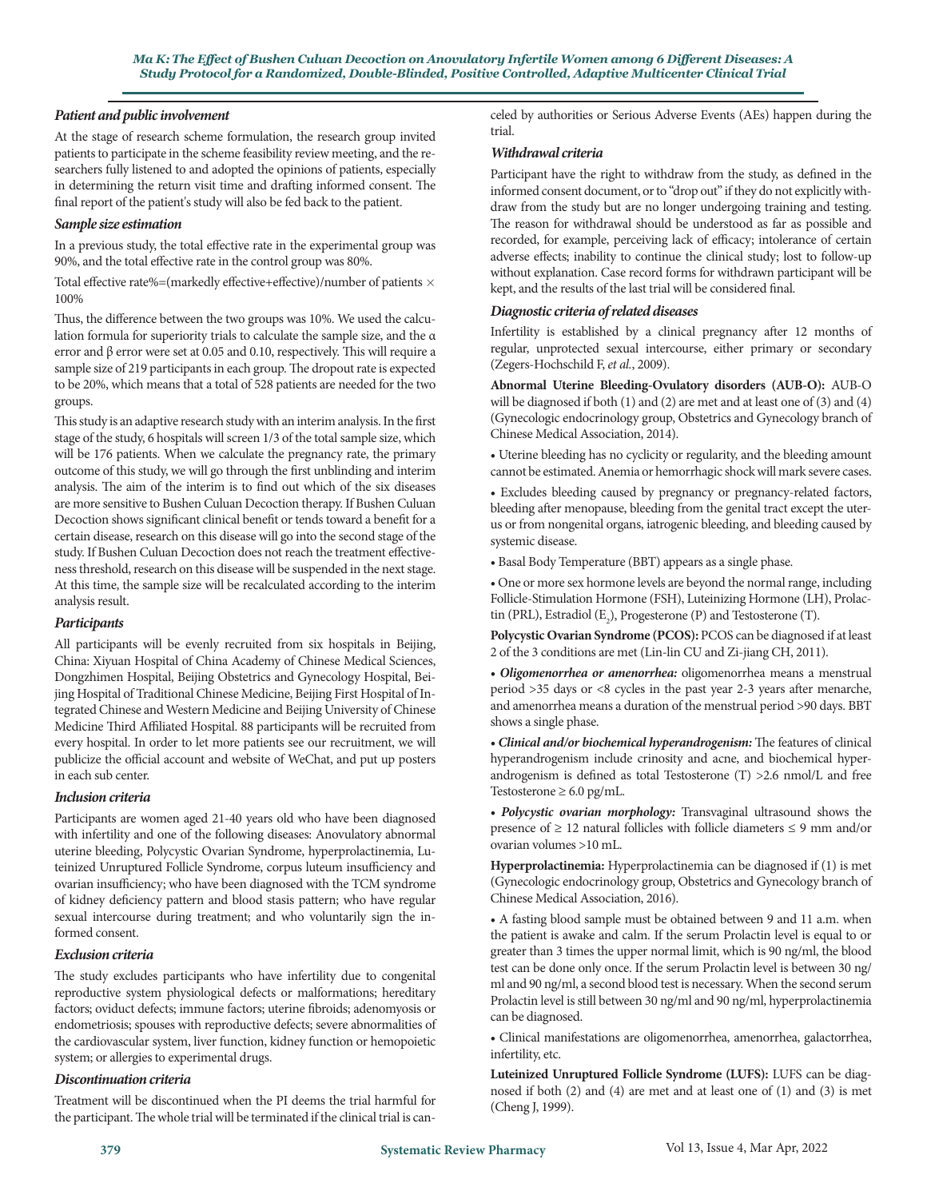### Patient and public involvement

At the stage of research scheme formulation, the research group invited patients to participate in the scheme feasibility review meeting, and the researchers fully listened to and adopted the opinions of patients, especially in determining the return visit time and drafting informed consent. The final report of the patient's study will also be fed back to the patient.

### Sample size estimation

In a previous study, the total effective rate in the experimental group was 90%, and the total effective rate in the control group was 80%.

Total effective rate%=(markedly effective+effective)/number of patients × 100%

Thus, the difference between the two groups was 10%. We used the calculation formula for superiority trials to calculate the sample size, and the α error and β error were set at 0.05 and 0.10, respectively. This will require a sample size of 219 participants in each group. The dropout rate is expected to be 20%, which means that a total of 528 patients are needed for the two groups.

This study is an adaptive research study with an interim analysis. In the first stage of the study, 6 hospitals will screen 1/3 of the total sample size, which will be 176 patients. When we calculate the pregnancy rate, the primary outcome of this study, we will go through the first unblinding and interim analysis. The aim of the interim is to find out which of the six diseases are more sensitive to Bushen Culuan Decoction therapy. If Bushen Culuan Decoction shows significant clinical benefit or tends toward a benefit for a certain disease, research on this disease will go into the second stage of the study. If Bushen Culuan Decoction does not reach the treatment effectiveness threshold, research on this disease will be suspended in the next stage. At this time, the sample size will be recalculated according to the interim analysis result.

### Participants

All participants will be evenly recruited from six hospitals in Beijing, China: Xiyuan Hospital of China Academy of Chinese Medical Sciences, Dongzhimen Hospital, Beijing Obstetrics and Gynecology Hospital, Beijing Hospital of Traditional Chinese Medicine, Beijing First Hospital of Integrated Chinese and Western Medicine and Beijing University of Chinese Medicine Third Affiliated Hospital. 88 participants will be recruited from every hospital. In order to let more patients see our recruitment, we will publicize the official account and website of WeChat, and put up posters in each sub center.

### Inclusion criteria

Participants are women aged 21-40 years old who have been diagnosed with infertility and one of the following diseases: Anovulatory abnormal uterine bleeding, Polycystic Ovarian Syndrome, hyperprolactinemia, Luteinized Unruptured Follicle Syndrome, corpus luteum insufficiency and ovarian insufficiency; who have been diagnosed with the TCM syndrome of kidney deficiency pattern and blood stasis pattern; who have regular sexual intercourse during treatment; and who voluntarily sign the informed consent.

### Exclusion criteria

The study excludes participants who have infertility due to congenital reproductive system physiological defects or malformations; hereditary factors; oviduct defects; immune factors; uterine fibroids; adenomyosis or endometriosis; spouses with reproductive defects; severe abnormalities of the cardiovascular system, liver function, kidney function or hemopoietic system; or allergies to experimental drugs.

### Discontinuation criteria

Treatment will be discontinued when the PI deems the trial harmful for the participant. The whole trial will be terminated if the clinical trial is canceled by authorities or Serious Adverse Events (AEs) happen during the trial.

### Withdrawal criteria

Participant have the right to withdraw from the study, as defined in the informed consent document, or to "drop out" if they do not explicitly withdraw from the study but are no longer undergoing training and testing. The reason for withdrawal should be understood as far as possible and recorded, for example, perceiving lack of efficacy; intolerance of certain adverse effects; inability to continue the clinical study; lost to follow-up without explanation. Case record forms for withdrawn participant will be kept, and the results of the last trial will be considered final.

### Diagnostic criteria of related diseases

Infertility is established by a clinical pregnancy after 12 months of regular, unprotected sexual intercourse, either primary or secondary (Zegers-Hochschild F, *et al.*, 2009).

**Abnormal Uterine Bleeding-Ovulatory disorders (AUB-O):** AUB-O will be diagnosed if both (1) and (2) are met and at least one of (3) and (4) (Gynecologic endocrinology group, Obstetrics and Gynecology branch of Chinese Medical Association, 2014).

- Uterine bleeding has no cyclicity or regularity, and the bleeding amount cannot be estimated. Anemia or hemorrhagic shock will mark severe cases.
- Excludes bleeding caused by pregnancy or pregnancy-related factors, bleeding after menopause, bleeding from the genital tract except the uterus or from nongenital organs, iatrogenic bleeding, and bleeding caused by systemic disease.
- Basal Body Temperature (BBT) appears as a single phase.
- One or more sex hormone levels are beyond the normal range, including Follicle-Stimulation Hormone (FSH), Luteinizing Hormone (LH), Prolactin (PRL), Estradiol ($E_2$), Progesterone (P) and Testosterone (T).

**Polycystic Ovarian Syndrome (PCOS):** PCOS can be diagnosed if at least 2 of the 3 conditions are met (Lin-lin CU and Zi-jiang CH, 2011).

- ***Oligomenorrhea or amenorrhea:*** oligomenorrhea means a menstrual period >35 days or <8 cycles in the past year 2-3 years after menarche, and amenorrhea means a duration of the menstrual period >90 days. BBT shows a single phase.
- ***Clinical and/or biochemical hyperandrogenism:*** The features of clinical hyperandrogenism include crinosity and acne, and biochemical hyperandrogenism is defined as total Testosterone (T) >2.6 nmol/L and free Testosterone ≥ 6.0 pg/mL.
- ***Polycystic ovarian morphology:*** Transvaginal ultrasound shows the presence of ≥ 12 natural follicles with follicle diameters ≤ 9 mm and/or ovarian volumes >10 mL.

**Hyperprolactinemia:** Hyperprolactinemia can be diagnosed if (1) is met (Gynecologic endocrinology group, Obstetrics and Gynecology branch of Chinese Medical Association, 2016).

- A fasting blood sample must be obtained between 9 and 11 a.m. when the patient is awake and calm. If the serum Prolactin level is equal to or greater than 3 times the upper normal limit, which is 90 ng/ml, the blood test can be done only once. If the serum Prolactin level is between 30 ng/ml and 90 ng/ml, a second blood test is necessary. When the second serum Prolactin level is still between 30 ng/ml and 90 ng/ml, hyperprolactinemia can be diagnosed.
- Clinical manifestations are oligomenorrhea, amenorrhea, galactorrhea, infertility, etc.

**Luteinized Unruptured Follicle Syndrome (LUFS):** LUFS can be diagnosed if both (2) and (4) are met and at least one of (1) and (3) is met (Cheng J, 1999).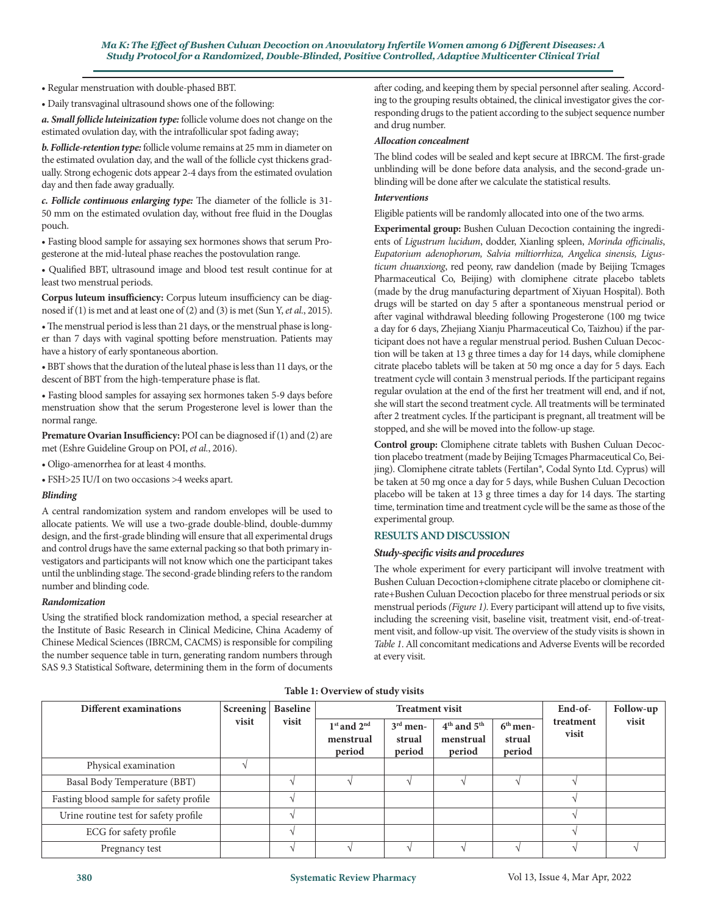- Regular menstruation with double-phased BBT.
- Daily transvaginal ultrasound shows one of the following:

***a. Small follicle luteinization type:*** follicle volume does not change on the estimated ovulation day, with the intrafollicular spot fading away;

***b. Follicle-retention type:*** follicle volume remains at 25 mm in diameter on the estimated ovulation day, and the wall of the follicle cyst thickens gradually. Strong echogenic dots appear 2-4 days from the estimated ovulation day and then fade away gradually.

***c. Follicle continuous enlarging type:*** The diameter of the follicle is 31-50 mm on the estimated ovulation day, without free fluid in the Douglas pouch.

- Fasting blood sample for assaying sex hormones shows that serum Progesterone at the mid-luteal phase reaches the postovulation range.
- Qualified BBT, ultrasound image and blood test result continue for at least two menstrual periods.

**Corpus luteum insufficiency:** Corpus luteum insufficiency can be diagnosed if (1) is met and at least one of (2) and (3) is met (Sun Y, *et al.*, 2015).

- The menstrual period is less than 21 days, or the menstrual phase is longer than 7 days with vaginal spotting before menstruation. Patients may have a history of early spontaneous abortion.
- BBT shows that the duration of the luteal phase is less than 11 days, or the descent of BBT from the high-temperature phase is flat.
- Fasting blood samples for assaying sex hormones taken 5-9 days before menstruation show that the serum Progesterone level is lower than the normal range.

**Premature Ovarian Insufficiency:** POI can be diagnosed if (1) and (2) are met (Eshre Guideline Group on POI, *et al.*, 2016).

- Oligo-amenorrhea for at least 4 months.
- FSH>25 IU/l on two occasions >4 weeks apart.

### *Blinding*

A central randomization system and random envelopes will be used to allocate patients. We will use a two-grade double-blind, double-dummy design, and the first-grade blinding will ensure that all experimental drugs and control drugs have the same external packing so that both primary investigators and participants will not know which one the participant takes until the unblinding stage. The second-grade blinding refers to the random number and blinding code.

### *Randomization*

Using the stratified block randomization method, a special researcher at the Institute of Basic Research in Clinical Medicine, China Academy of Chinese Medical Sciences (IBRCM, CACMS) is responsible for compiling the number sequence table in turn, generating random numbers through SAS 9.3 Statistical Software, determining them in the form of documents after coding, and keeping them by special personnel after sealing. According to the grouping results obtained, the clinical investigator gives the corresponding drugs to the patient according to the subject sequence number and drug number.

### *Allocation concealment*

The blind codes will be sealed and kept secure at IBRCM. The first-grade unblinding will be done before data analysis, and the second-grade unblinding will be done after we calculate the statistical results.

### *Interventions*

Eligible patients will be randomly allocated into one of the two arms.

**Experimental group:** Bushen Culuan Decoction containing the ingredients of *Ligustrum lucidum*, dodder, Xianling spleen, *Morinda officinalis*, *Eupatorium adenophorum, Salvia miltiorrhiza, Angelica sinensis, Ligusticum chuanxiong*, red peony, raw dandelion (made by Beijing Tcmages Pharmaceutical Co, Beijing) with clomiphene citrate placebo tablets (made by the drug manufacturing department of Xiyuan Hospital). Both drugs will be started on day 5 after a spontaneous menstrual period or after vaginal withdrawal bleeding following Progesterone (100 mg twice a day for 6 days, Zhejiang Xianju Pharmaceutical Co, Taizhou) if the participant does not have a regular menstrual period. Bushen Culuan Decoction will be taken at 13 g three times a day for 14 days, while clomiphene citrate placebo tablets will be taken at 50 mg once a day for 5 days. Each treatment cycle will contain 3 menstrual periods. If the participant regains regular ovulation at the end of the first her treatment will end, and if not, she will start the second treatment cycle. All treatments will be terminated after 2 treatment cycles. If the participant is pregnant, all treatment will be stopped, and she will be moved into the follow-up stage.

**Control group:** Clomiphene citrate tablets with Bushen Culuan Decoction placebo treatment (made by Beijing Tcmages Pharmaceutical Co, Beijing). Clomiphene citrate tablets (Fertilan®, Codal Synto Ltd. Cyprus) will be taken at 50 mg once a day for 5 days, while Bushen Culuan Decoction placebo will be taken at 13 g three times a day for 14 days. The starting time, termination time and treatment cycle will be the same as those of the experimental group.

## RESULTS AND DISCUSSION

### *Study-specific visits and procedures*

The whole experiment for every participant will involve treatment with Bushen Culuan Decoction+clomiphene citrate placebo or clomiphene citrate+Bushen Culuan Decoction placebo for three menstrual periods or six menstrual periods *(Figure 1)*. Every participant will attend up to five visits, including the screening visit, baseline visit, treatment visit, end-of-treatment visit, and follow-up visit. The overview of the study visits is shown in *Table 1*. All concomitant medications and Adverse Events will be recorded at every visit.

**Table 1: Overview of study visits**

| Different examinations | Screening visit | Baseline visit | Treatment visit | | | | End-of-treatment visit | Follow-up visit |
|---|---|---|---|---|---|---|---|---|
| | | | 1st and 2nd menstrual period | 3rd menstrual period | 4th and 5th menstrual period | 6th menstrual period | | |
| Physical examination | √ | | | | | | | |
| Basal Body Temperature (BBT) | | √ | √ | √ | √ | √ | √ | |
| Fasting blood sample for safety profile | | √ | | | | | √ | |
| Urine routine test for safety profile | | √ | | | | | √ | |
| ECG for safety profile | | √ | | | | | √ | |
| Pregnancy test | | √ | √ | √ | √ | √ | √ | √ |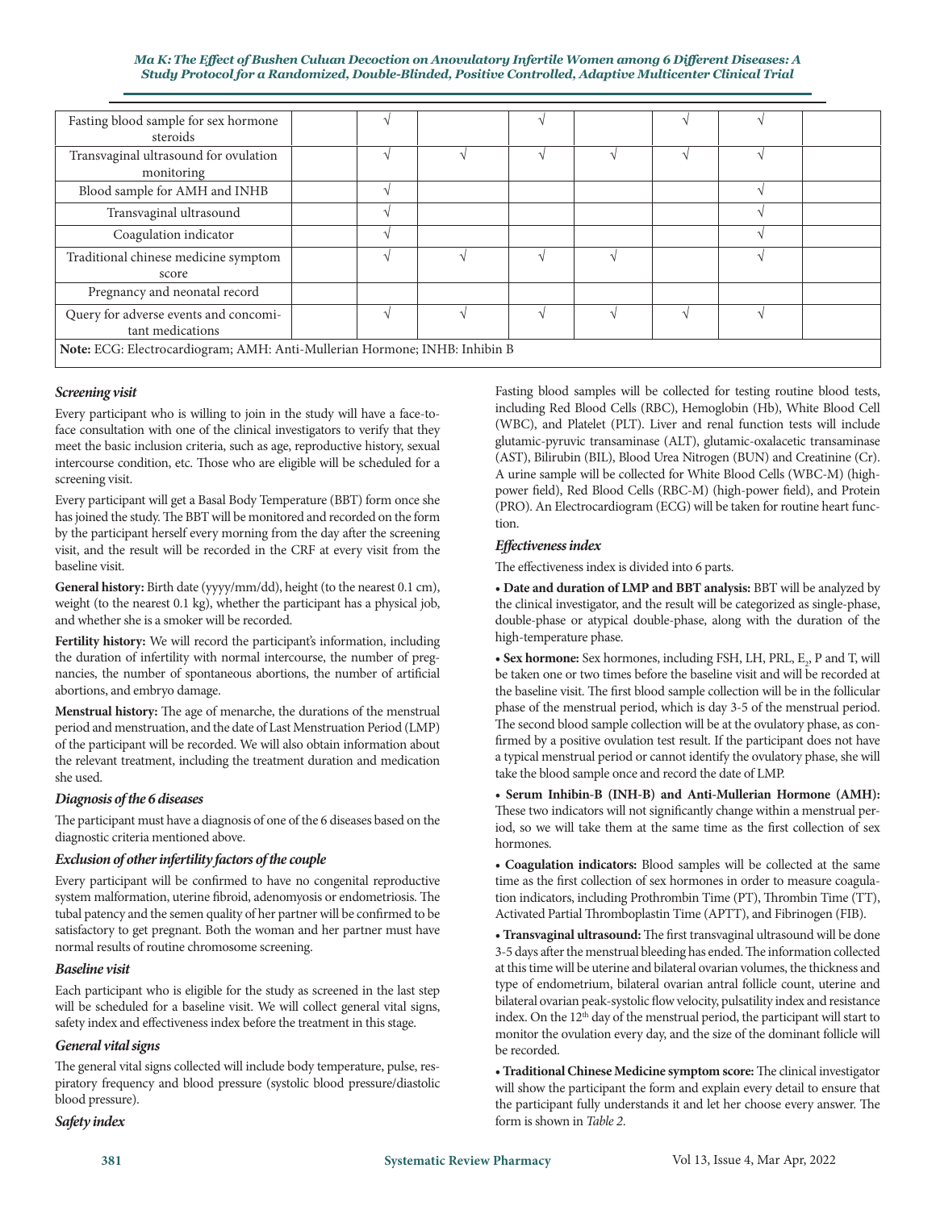| | | | | | | | | |
|---|---|---|---|---|---|---|---|---|
| Fasting blood sample for sex hormone steroids | | √ | | √ | | √ | √ | |
| Transvaginal ultrasound for ovulation monitoring | | √ | √ | √ | √ | √ | √ | |
| Blood sample for AMH and INHB | | √ | | | | | √ | |
| Transvaginal ultrasound | | √ | | | | | √ | |
| Coagulation indicator | | √ | | | | | √ | |
| Traditional chinese medicine symptom score | | √ | √ | √ | √ | | √ | |
| Pregnancy and neonatal record | | | | | | | | |
| Query for adverse events and concomitant medications | | √ | √ | √ | √ | √ | √ | |

**Note:** ECG: Electrocardiogram; AMH: Anti-Mullerian Hormone; INHB: Inhibin B

### *Screening visit*

Every participant who is willing to join in the study will have a face-to-face consultation with one of the clinical investigators to verify that they meet the basic inclusion criteria, such as age, reproductive history, sexual intercourse condition, etc. Those who are eligible will be scheduled for a screening visit.

Every participant will get a Basal Body Temperature (BBT) form once she has joined the study. The BBT will be monitored and recorded on the form by the participant herself every morning from the day after the screening visit, and the result will be recorded in the CRF at every visit from the baseline visit.

**General history:** Birth date (yyyy/mm/dd), height (to the nearest 0.1 cm), weight (to the nearest 0.1 kg), whether the participant has a physical job, and whether she is a smoker will be recorded.

**Fertility history:** We will record the participant's information, including the duration of infertility with normal intercourse, the number of pregnancies, the number of spontaneous abortions, the number of artificial abortions, and embryo damage.

**Menstrual history:** The age of menarche, the durations of the menstrual period and menstruation, and the date of Last Menstruation Period (LMP) of the participant will be recorded. We will also obtain information about the relevant treatment, including the treatment duration and medication she used.

### *Diagnosis of the 6 diseases*

The participant must have a diagnosis of one of the 6 diseases based on the diagnostic criteria mentioned above.

### *Exclusion of other infertility factors of the couple*

Every participant will be confirmed to have no congenital reproductive system malformation, uterine fibroid, adenomyosis or endometriosis. The tubal patency and the semen quality of her partner will be confirmed to be satisfactory to get pregnant. Both the woman and her partner must have normal results of routine chromosome screening.

### *Baseline visit*

Each participant who is eligible for the study as screened in the last step will be scheduled for a baseline visit. We will collect general vital signs, safety index and effectiveness index before the treatment in this stage.

### *General vital signs*

The general vital signs collected will include body temperature, pulse, respiratory frequency and blood pressure (systolic blood pressure/diastolic blood pressure).

### *Safety index*

Fasting blood samples will be collected for testing routine blood tests, including Red Blood Cells (RBC), Hemoglobin (Hb), White Blood Cell (WBC), and Platelet (PLT). Liver and renal function tests will include glutamic-pyruvic transaminase (ALT), glutamic-oxalacetic transaminase (AST), Bilirubin (BIL), Blood Urea Nitrogen (BUN) and Creatinine (Cr). A urine sample will be collected for White Blood Cells (WBC-M) (high-power field), Red Blood Cells (RBC-M) (high-power field), and Protein (PRO). An Electrocardiogram (ECG) will be taken for routine heart function.

### *Effectiveness index*

The effectiveness index is divided into 6 parts.

- **Date and duration of LMP and BBT analysis:** BBT will be analyzed by the clinical investigator, and the result will be categorized as single-phase, double-phase or atypical double-phase, along with the duration of the high-temperature phase.
- **Sex hormone:** Sex hormones, including FSH, LH, PRL, $E_2$, P and T, will be taken one or two times before the baseline visit and will be recorded at the baseline visit. The first blood sample collection will be in the follicular phase of the menstrual period, which is day 3-5 of the menstrual period. The second blood sample collection will be at the ovulatory phase, as confirmed by a positive ovulation test result. If the participant does not have a typical menstrual period or cannot identify the ovulatory phase, she will take the blood sample once and record the date of LMP.
- **Serum Inhibin-B (INH-B) and Anti-Mullerian Hormone (AMH):** These two indicators will not significantly change within a menstrual period, so we will take them at the same time as the first collection of sex hormones.
- **Coagulation indicators:** Blood samples will be collected at the same time as the first collection of sex hormones in order to measure coagulation indicators, including Prothrombin Time (PT), Thrombin Time (TT), Activated Partial Thromboplastin Time (APTT), and Fibrinogen (FIB).
- **Transvaginal ultrasound:** The first transvaginal ultrasound will be done 3-5 days after the menstrual bleeding has ended. The information collected at this time will be uterine and bilateral ovarian volumes, the thickness and type of endometrium, bilateral ovarian antral follicle count, uterine and bilateral ovarian peak-systolic flow velocity, pulsatility index and resistance index. On the 12th day of the menstrual period, the participant will start to monitor the ovulation every day, and the size of the dominant follicle will be recorded.
- **Traditional Chinese Medicine symptom score:** The clinical investigator will show the participant the form and explain every detail to ensure that the participant fully understands it and let her choose every answer. The form is shown in *Table 2*.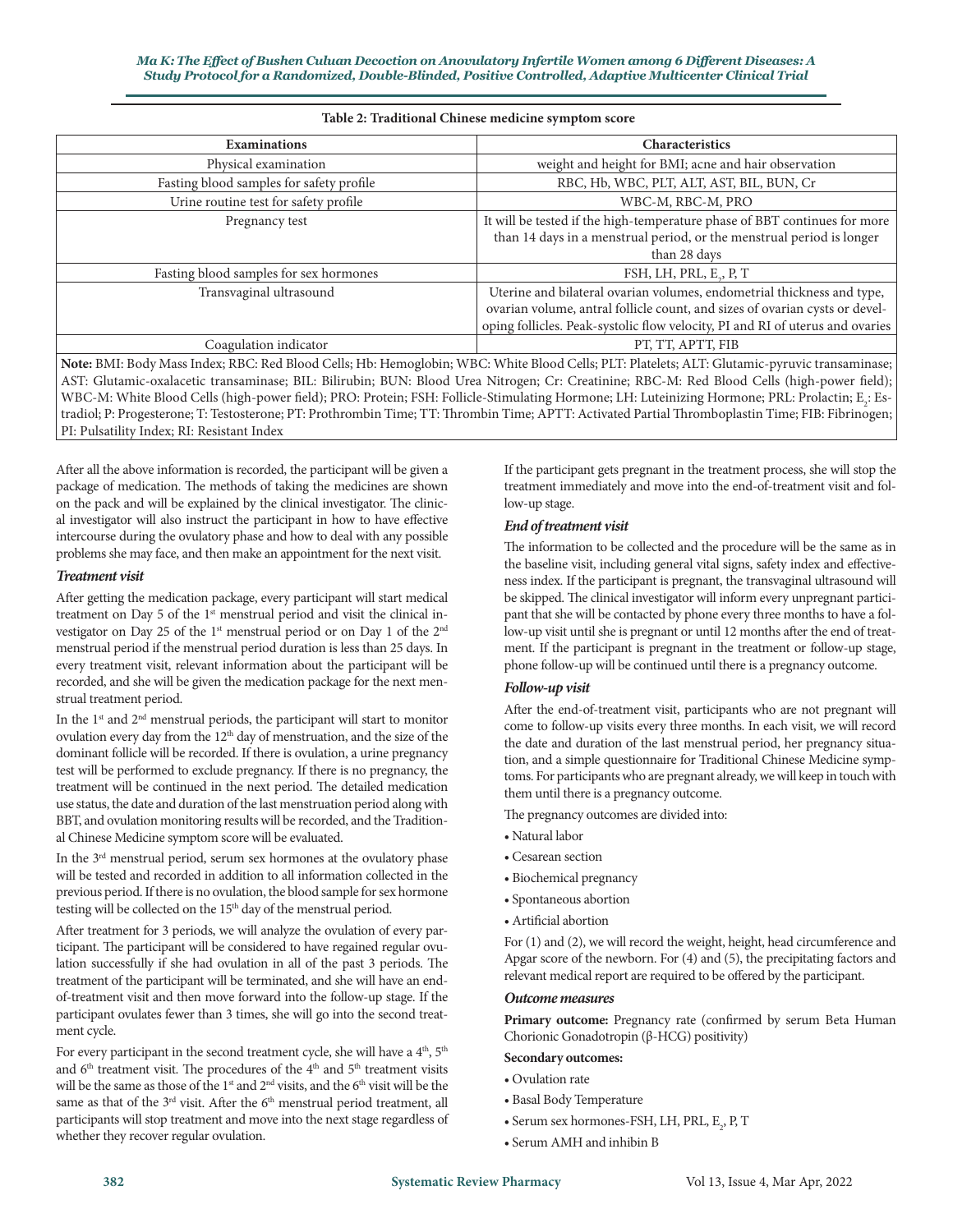**Table 2: Traditional Chinese medicine symptom score**

| Examinations | Characteristics |
|---|---|
| Physical examination | weight and height for BMI; acne and hair observation |
| Fasting blood samples for safety profile | RBC, Hb, WBC, PLT, ALT, AST, BIL, BUN, Cr |
| Urine routine test for safety profile | WBC-M, RBC-M, PRO |
| Pregnancy test | It will be tested if the high-temperature phase of BBT continues for more than 14 days in a menstrual period, or the menstrual period is longer than 28 days |
| Fasting blood samples for sex hormones | FSH, LH, PRL, $E_2$, P, T |
| Transvaginal ultrasound | Uterine and bilateral ovarian volumes, endometrial thickness and type, ovarian volume, antral follicle count, and sizes of ovarian cysts or developing follicles. Peak-systolic flow velocity, PI and RI of uterus and ovaries |
| Coagulation indicator | PT, TT, APTT, FIB |

**Note:** BMI: Body Mass Index; RBC: Red Blood Cells; Hb: Hemoglobin; WBC: White Blood Cells; PLT: Platelets; ALT: Glutamic-pyruvic transaminase; AST: Glutamic-oxalacetic transaminase; BIL: Bilirubin; BUN: Blood Urea Nitrogen; Cr: Creatinine; RBC-M: Red Blood Cells (high-power field); WBC-M: White Blood Cells (high-power field); PRO: Protein; FSH: Follicle-Stimulating Hormone; LH: Luteinizing Hormone; PRL: Prolactin; $E_2$: Estradiol; P: Progesterone; T: Testosterone; PT: Prothrombin Time; TT: Thrombin Time; APTT: Activated Partial Thromboplastin Time; FIB: Fibrinogen; PI: Pulsatility Index; RI: Resistant Index

After all the above information is recorded, the participant will be given a package of medication. The methods of taking the medicines are shown on the pack and will be explained by the clinical investigator. The clinical investigator will also instruct the participant in how to have effective intercourse during the ovulatory phase and how to deal with any possible problems she may face, and then make an appointment for the next visit.

### *Treatment visit*

After getting the medication package, every participant will start medical treatment on Day 5 of the 1st menstrual period and visit the clinical investigator on Day 25 of the 1st menstrual period or on Day 1 of the 2nd menstrual period if the menstrual period duration is less than 25 days. In every treatment visit, relevant information about the participant will be recorded, and she will be given the medication package for the next menstrual treatment period.

In the 1st and 2nd menstrual periods, the participant will start to monitor ovulation every day from the 12th day of menstruation, and the size of the dominant follicle will be recorded. If there is ovulation, a urine pregnancy test will be performed to exclude pregnancy. If there is no pregnancy, the treatment will be continued in the next period. The detailed medication use status, the date and duration of the last menstruation period along with BBT, and ovulation monitoring results will be recorded, and the Traditional Chinese Medicine symptom score will be evaluated.

In the 3rd menstrual period, serum sex hormones at the ovulatory phase will be tested and recorded in addition to all information collected in the previous period. If there is no ovulation, the blood sample for sex hormone testing will be collected on the 15th day of the menstrual period.

After treatment for 3 periods, we will analyze the ovulation of every participant. The participant will be considered to have regained regular ovulation successfully if she had ovulation in all of the past 3 periods. The treatment of the participant will be terminated, and she will have an end-of-treatment visit and then move forward into the follow-up stage. If the participant ovulates fewer than 3 times, she will go into the second treatment cycle.

For every participant in the second treatment cycle, she will have a 4th, 5th and 6th treatment visit. The procedures of the 4th and 5th treatment visits will be the same as those of the 1st and 2nd visits, and the 6th visit will be the same as that of the 3rd visit. After the 6th menstrual period treatment, all participants will stop treatment and move into the next stage regardless of whether they recover regular ovulation.

If the participant gets pregnant in the treatment process, she will stop the treatment immediately and move into the end-of-treatment visit and follow-up stage.

### *End of treatment visit*

The information to be collected and the procedure will be the same as in the baseline visit, including general vital signs, safety index and effectiveness index. If the participant is pregnant, the transvaginal ultrasound will be skipped. The clinical investigator will inform every unpregnant participant that she will be contacted by phone every three months to have a follow-up visit until she is pregnant or until 12 months after the end of treatment. If the participant is pregnant in the treatment or follow-up stage, phone follow-up will be continued until there is a pregnancy outcome.

### *Follow-up visit*

After the end-of-treatment visit, participants who are not pregnant will come to follow-up visits every three months. In each visit, we will record the date and duration of the last menstrual period, her pregnancy situation, and a simple questionnaire for Traditional Chinese Medicine symptoms. For participants who are pregnant already, we will keep in touch with them until there is a pregnancy outcome.

The pregnancy outcomes are divided into:

- Natural labor
- Cesarean section
- Biochemical pregnancy
- Spontaneous abortion
- Artificial abortion

For (1) and (2), we will record the weight, height, head circumference and Apgar score of the newborn. For (4) and (5), the precipitating factors and relevant medical report are required to be offered by the participant.

### *Outcome measures*

**Primary outcome:** Pregnancy rate (confirmed by serum Beta Human Chorionic Gonadotropin (β-HCG) positivity)

**Secondary outcomes:**

- Ovulation rate
- Basal Body Temperature
- Serum sex hormones-FSH, LH, PRL, $E_2$, P, T
- Serum AMH and inhibin B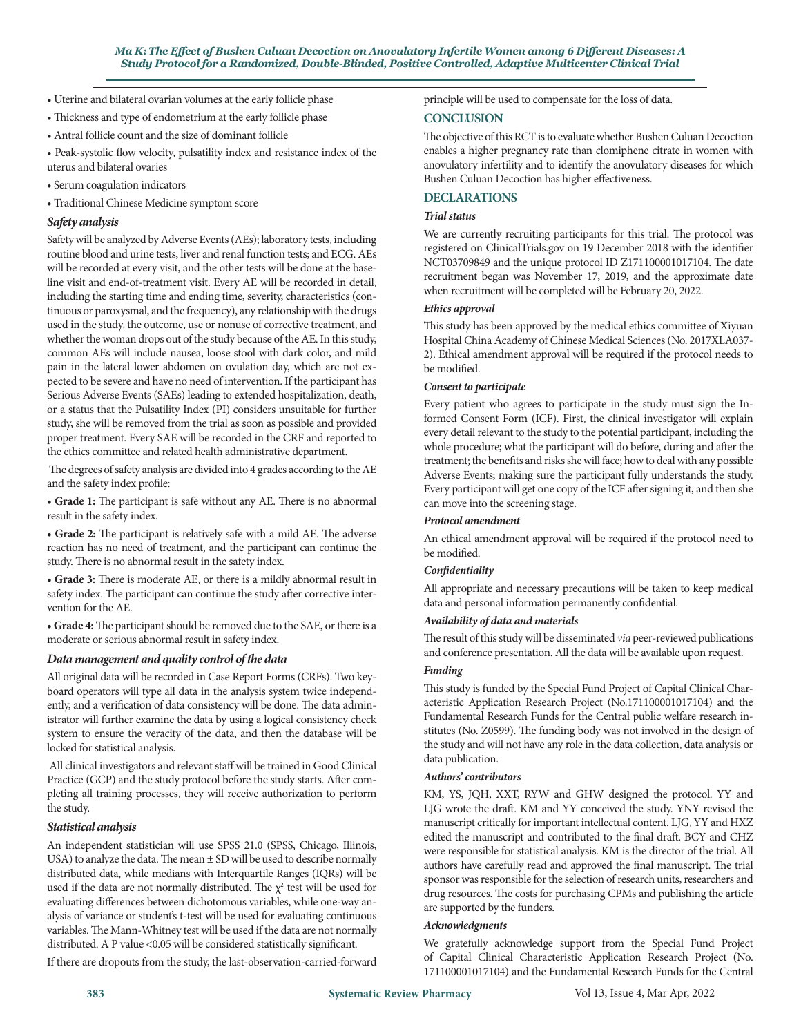- Uterine and bilateral ovarian volumes at the early follicle phase
- Thickness and type of endometrium at the early follicle phase
- Antral follicle count and the size of dominant follicle
- Peak-systolic flow velocity, pulsatility index and resistance index of the uterus and bilateral ovaries
- Serum coagulation indicators
- Traditional Chinese Medicine symptom score

### *Safety analysis*

Safety will be analyzed by Adverse Events (AEs); laboratory tests, including routine blood and urine tests, liver and renal function tests; and ECG. AEs will be recorded at every visit, and the other tests will be done at the baseline visit and end-of-treatment visit. Every AE will be recorded in detail, including the starting time and ending time, severity, characteristics (continuous or paroxysmal, and the frequency), any relationship with the drugs used in the study, the outcome, use or nonuse of corrective treatment, and whether the woman drops out of the study because of the AE. In this study, common AEs will include nausea, loose stool with dark color, and mild pain in the lateral lower abdomen on ovulation day, which are not expected to be severe and have no need of intervention. If the participant has Serious Adverse Events (SAEs) leading to extended hospitalization, death, or a status that the Pulsatility Index (PI) considers unsuitable for further study, she will be removed from the trial as soon as possible and provided proper treatment. Every SAE will be recorded in the CRF and reported to the ethics committee and related health administrative department.

The degrees of safety analysis are divided into 4 grades according to the AE and the safety index profile:

- **Grade 1:** The participant is safe without any AE. There is no abnormal result in the safety index.
- **Grade 2:** The participant is relatively safe with a mild AE. The adverse reaction has no need of treatment, and the participant can continue the study. There is no abnormal result in the safety index.
- **Grade 3:** There is moderate AE, or there is a mildly abnormal result in safety index. The participant can continue the study after corrective intervention for the AE.
- **Grade 4:** The participant should be removed due to the SAE, or there is a moderate or serious abnormal result in safety index.

### *Data management and quality control of the data*

All original data will be recorded in Case Report Forms (CRFs). Two keyboard operators will type all data in the analysis system twice independently, and a verification of data consistency will be done. The data administrator will further examine the data by using a logical consistency check system to ensure the veracity of the data, and then the database will be locked for statistical analysis.

All clinical investigators and relevant staff will be trained in Good Clinical Practice (GCP) and the study protocol before the study starts. After completing all training processes, they will receive authorization to perform the study.

### *Statistical analysis*

An independent statistician will use SPSS 21.0 (SPSS, Chicago, Illinois, USA) to analyze the data. The mean ± SD will be used to describe normally distributed data, while medians with Interquartile Ranges (IQRs) will be used if the data are not normally distributed. The $\chi^2$ test will be used for evaluating differences between dichotomous variables, while one-way analysis of variance or student's t-test will be used for evaluating continuous variables. The Mann-Whitney test will be used if the data are not normally distributed. A P value <0.05 will be considered statistically significant.

If there are dropouts from the study, the last-observation-carried-forward principle will be used to compensate for the loss of data.

## CONCLUSION

The objective of this RCT is to evaluate whether Bushen Culuan Decoction enables a higher pregnancy rate than clomiphene citrate in women with anovulatory infertility and to identify the anovulatory diseases for which Bushen Culuan Decoction has higher effectiveness.

## DECLARATIONS

### *Trial status*

We are currently recruiting participants for this trial. The protocol was registered on ClinicalTrials.gov on 19 December 2018 with the identifier NCT03709849 and the unique protocol ID Z171100001017104. The date recruitment began was November 17, 2019, and the approximate date when recruitment will be completed will be February 20, 2022.

### *Ethics approval*

This study has been approved by the medical ethics committee of Xiyuan Hospital China Academy of Chinese Medical Sciences (No. 2017XLA037-2). Ethical amendment approval will be required if the protocol needs to be modified.

### *Consent to participate*

Every patient who agrees to participate in the study must sign the Informed Consent Form (ICF). First, the clinical investigator will explain every detail relevant to the study to the potential participant, including the whole procedure; what the participant will do before, during and after the treatment; the benefits and risks she will face; how to deal with any possible Adverse Events; making sure the participant fully understands the study. Every participant will get one copy of the ICF after signing it, and then she can move into the screening stage.

### *Protocol amendment*

An ethical amendment approval will be required if the protocol need to be modified.

### *Confidentiality*

All appropriate and necessary precautions will be taken to keep medical data and personal information permanently confidential.

### *Availability of data and materials*

The result of this study will be disseminated *via* peer-reviewed publications and conference presentation. All the data will be available upon request.

### *Funding*

This study is funded by the Special Fund Project of Capital Clinical Characteristic Application Research Project (No.171100001017104) and the Fundamental Research Funds for the Central public welfare research institutes (No. Z0599). The funding body was not involved in the design of the study and will not have any role in the data collection, data analysis or data publication.

### *Authors' contributors*

KM, YS, JQH, XXT, RYW and GHW designed the protocol. YY and LJG wrote the draft. KM and YY conceived the study. YNY revised the manuscript critically for important intellectual content. LJG, YY and HXZ edited the manuscript and contributed to the final draft. BCY and CHZ were responsible for statistical analysis. KM is the director of the trial. All authors have carefully read and approved the final manuscript. The trial sponsor was responsible for the selection of research units, researchers and drug resources. The costs for purchasing CPMs and publishing the article are supported by the funders.

### *Acknowledgments*

We gratefully acknowledge support from the Special Fund Project of Capital Clinical Characteristic Application Research Project (No. 171100001017104) and the Fundamental Research Funds for the Central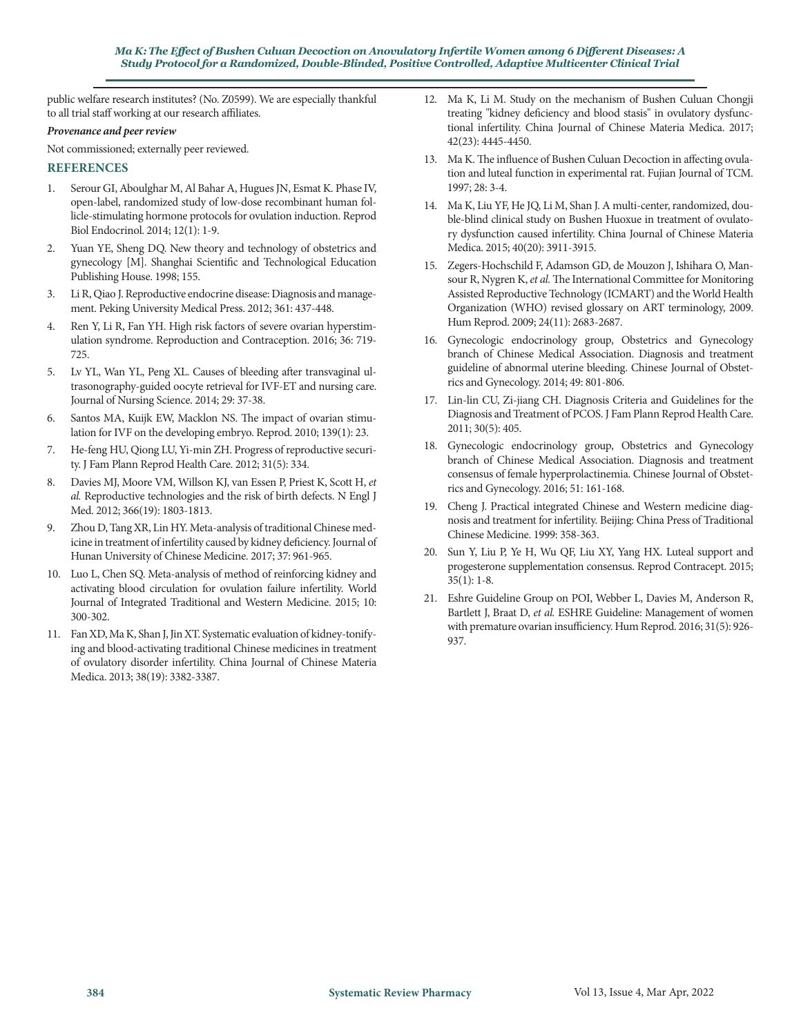public welfare research institutes? (No. Z0599). We are especially thankful to all trial staff working at our research affiliates.

***Provenance and peer review***

Not commissioned; externally peer reviewed.

## REFERENCES

1. Serour GI, Aboulghar M, Al Bahar A, Hugues JN, Esmat K. Phase IV, open-label, randomized study of low-dose recombinant human follicle-stimulating hormone protocols for ovulation induction. Reprod Biol Endocrinol. 2014; 12(1): 1-9.
2. Yuan YE, Sheng DQ. New theory and technology of obstetrics and gynecology [M]. Shanghai Scientific and Technological Education Publishing House. 1998; 155.
3. Li R, Qiao J. Reproductive endocrine disease: Diagnosis and management. Peking University Medical Press. 2012; 361: 437-448.
4. Ren Y, Li R, Fan YH. High risk factors of severe ovarian hyperstimulation syndrome. Reproduction and Contraception. 2016; 36: 719-725.
5. Lv YL, Wan YL, Peng XL. Causes of bleeding after transvaginal ultrasonography-guided oocyte retrieval for IVF-ET and nursing care. Journal of Nursing Science. 2014; 29: 37-38.
6. Santos MA, Kuijk EW, Macklon NS. The impact of ovarian stimulation for IVF on the developing embryo. Reprod. 2010; 139(1): 23.
7. He-feng HU, Qiong LU, Yi-min ZH. Progress of reproductive security. J Fam Plann Reprod Health Care. 2012; 31(5): 334.
8. Davies MJ, Moore VM, Willson KJ, van Essen P, Priest K, Scott H, *et al.* Reproductive technologies and the risk of birth defects. N Engl J Med. 2012; 366(19): 1803-1813.
9. Zhou D, Tang XR, Lin HY. Meta-analysis of traditional Chinese medicine in treatment of infertility caused by kidney deficiency. Journal of Hunan University of Chinese Medicine. 2017; 37: 961-965.
10. Luo L, Chen SQ. Meta-analysis of method of reinforcing kidney and activating blood circulation for ovulation failure infertility. World Journal of Integrated Traditional and Western Medicine. 2015; 10: 300-302.
11. Fan XD, Ma K, Shan J, Jin XT. Systematic evaluation of kidney-tonifying and blood-activating traditional Chinese medicines in treatment of ovulatory disorder infertility. China Journal of Chinese Materia Medica. 2013; 38(19): 3382-3387.
12. Ma K, Li M. Study on the mechanism of Bushen Culuan Chongji treating "kidney deficiency and blood stasis" in ovulatory dysfunctional infertility. China Journal of Chinese Materia Medica. 2017; 42(23): 4445-4450.
13. Ma K. The influence of Bushen Culuan Decoction in affecting ovulation and luteal function in experimental rat. Fujian Journal of TCM. 1997; 28: 3-4.
14. Ma K, Liu YF, He JQ, Li M, Shan J. A multi-center, randomized, double-blind clinical study on Bushen Huoxue in treatment of ovulatory dysfunction caused infertility. China Journal of Chinese Materia Medica. 2015; 40(20): 3911-3915.
15. Zegers-Hochschild F, Adamson GD, de Mouzon J, Ishihara O, Mansour R, Nygren K, *et al.* The International Committee for Monitoring Assisted Reproductive Technology (ICMART) and the World Health Organization (WHO) revised glossary on ART terminology, 2009. Hum Reprod. 2009; 24(11): 2683-2687.
16. Gynecologic endocrinology group, Obstetrics and Gynecology branch of Chinese Medical Association. Diagnosis and treatment guideline of abnormal uterine bleeding. Chinese Journal of Obstetrics and Gynecology. 2014; 49: 801-806.
17. Lin-lin CU, Zi-jiang CH. Diagnosis Criteria and Guidelines for the Diagnosis and Treatment of PCOS. J Fam Plann Reprod Health Care. 2011; 30(5): 405.
18. Gynecologic endocrinology group, Obstetrics and Gynecology branch of Chinese Medical Association. Diagnosis and treatment consensus of female hyperprolactinemia. Chinese Journal of Obstetrics and Gynecology. 2016; 51: 161-168.
19. Cheng J. Practical integrated Chinese and Western medicine diagnosis and treatment for infertility. Beijing: China Press of Traditional Chinese Medicine. 1999: 358-363.
20. Sun Y, Liu P, Ye H, Wu QF, Liu XY, Yang HX. Luteal support and progesterone supplementation consensus. Reprod Contracept. 2015; 35(1): 1-8.
21. Eshre Guideline Group on POI, Webber L, Davies M, Anderson R, Bartlett J, Braat D, *et al.* ESHRE Guideline: Management of women with premature ovarian insufficiency. Hum Reprod. 2016; 31(5): 926-937.